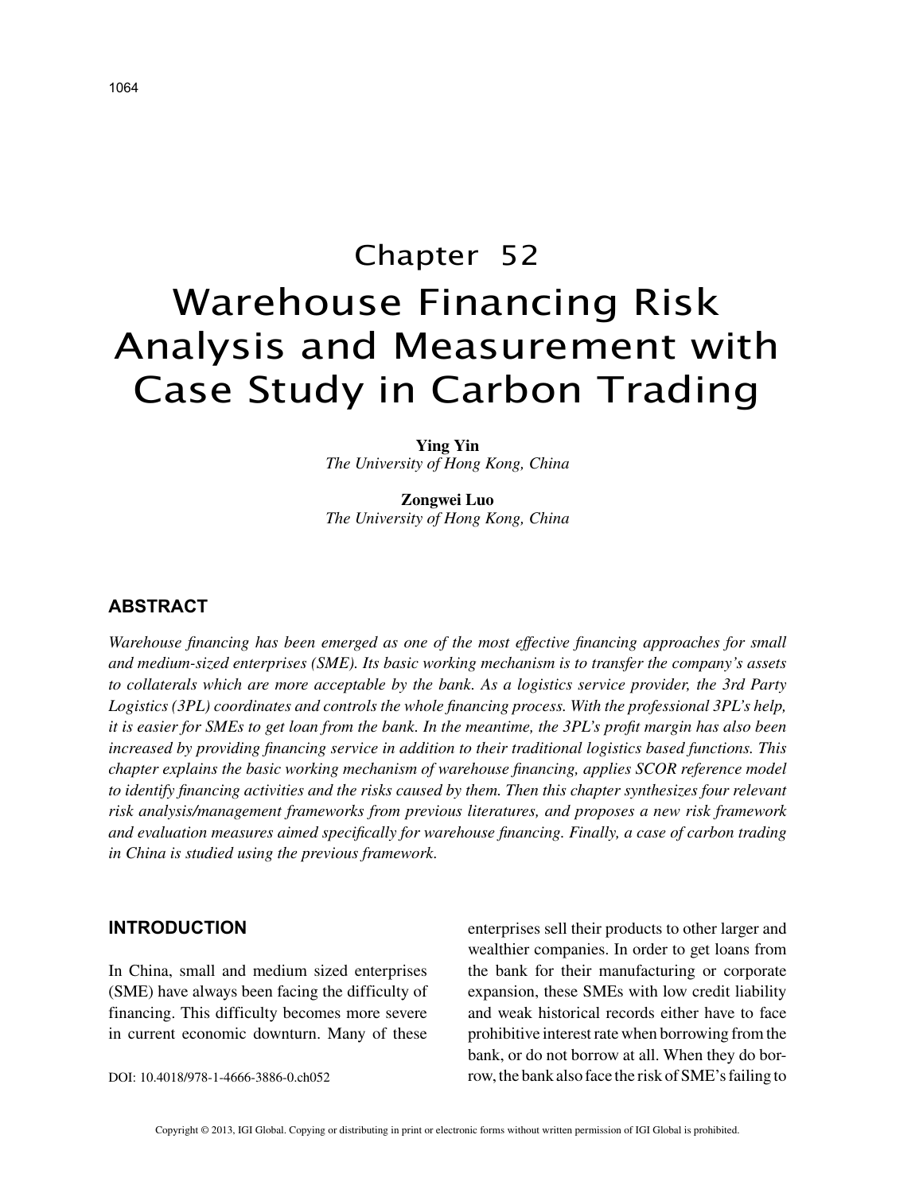# Chapter 52

# Warehouse Financing Risk Analysis and Measurement with Case Study in Carbon Trading

**Ying Yin**
*The University of Hong Kong, China*

**Zongwei Luo**
*The University of Hong Kong, China*

## ABSTRACT

*Warehouse financing has been emerged as one of the most effective financing approaches for small and medium-sized enterprises (SME). Its basic working mechanism is to transfer the company's assets to collaterals which are more acceptable by the bank. As a logistics service provider, the 3rd Party Logistics (3PL) coordinates and controls the whole financing process. With the professional 3PL's help, it is easier for SMEs to get loan from the bank. In the meantime, the 3PL's profit margin has also been increased by providing financing service in addition to their traditional logistics based functions. This chapter explains the basic working mechanism of warehouse financing, applies SCOR reference model to identify financing activities and the risks caused by them. Then this chapter synthesizes four relevant risk analysis/management frameworks from previous literatures, and proposes a new risk framework and evaluation measures aimed specifically for warehouse financing. Finally, a case of carbon trading in China is studied using the previous framework.*

## INTRODUCTION

In China, small and medium sized enterprises (SME) have always been facing the difficulty of financing. This difficulty becomes more severe in current economic downturn. Many of these enterprises sell their products to other larger and wealthier companies. In order to get loans from the bank for their manufacturing or corporate expansion, these SMEs with low credit liability and weak historical records either have to face prohibitive interest rate when borrowing from the bank, or do not borrow at all. When they do borrow, the bank also face the risk of SME's failing to

DOI: 10.4018/978-1-4666-3886-0.ch052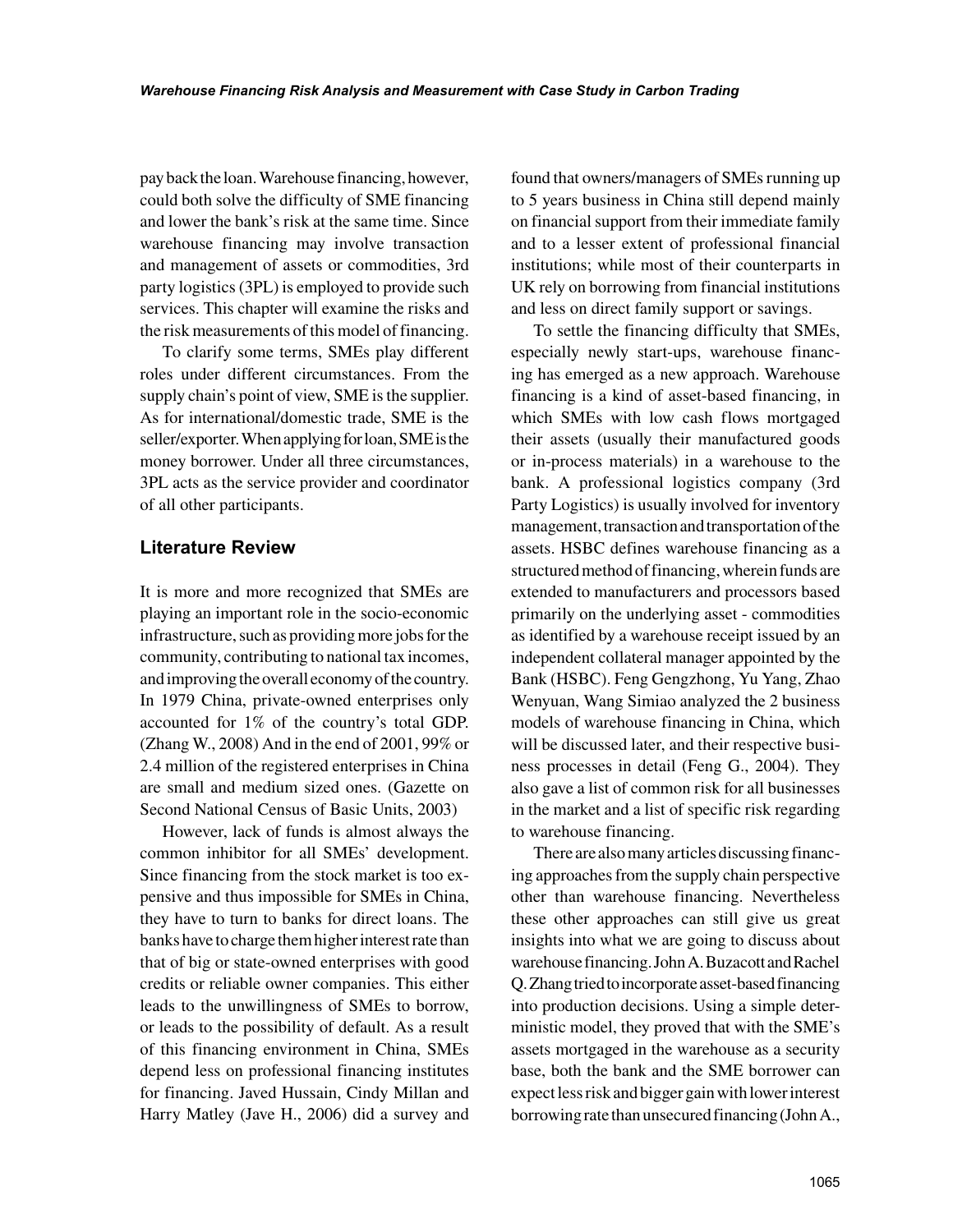pay back the loan. Warehouse financing, however, could both solve the difficulty of SME financing and lower the bank's risk at the same time. Since warehouse financing may involve transaction and management of assets or commodities, 3rd party logistics (3PL) is employed to provide such services. This chapter will examine the risks and the risk measurements of this model of financing.

To clarify some terms, SMEs play different roles under different circumstances. From the supply chain's point of view, SME is the supplier. As for international/domestic trade, SME is the seller/exporter. When applying for loan, SME is the money borrower. Under all three circumstances, 3PL acts as the service provider and coordinator of all other participants.

## Literature Review

It is more and more recognized that SMEs are playing an important role in the socio-economic infrastructure, such as providing more jobs for the community, contributing to national tax incomes, and improving the overall economy of the country. In 1979 China, private-owned enterprises only accounted for 1% of the country's total GDP. (Zhang W., 2008) And in the end of 2001, 99% or 2.4 million of the registered enterprises in China are small and medium sized ones. (Gazette on Second National Census of Basic Units, 2003)

However, lack of funds is almost always the common inhibitor for all SMEs' development. Since financing from the stock market is too expensive and thus impossible for SMEs in China, they have to turn to banks for direct loans. The banks have to charge them higher interest rate than that of big or state-owned enterprises with good credits or reliable owner companies. This either leads to the unwillingness of SMEs to borrow, or leads to the possibility of default. As a result of this financing environment in China, SMEs depend less on professional financing institutes for financing. Javed Hussain, Cindy Millan and Harry Matley (Jave H., 2006) did a survey and found that owners/managers of SMEs running up to 5 years business in China still depend mainly on financial support from their immediate family and to a lesser extent of professional financial institutions; while most of their counterparts in UK rely on borrowing from financial institutions and less on direct family support or savings.

To settle the financing difficulty that SMEs, especially newly start-ups, warehouse financing has emerged as a new approach. Warehouse financing is a kind of asset-based financing, in which SMEs with low cash flows mortgaged their assets (usually their manufactured goods or in-process materials) in a warehouse to the bank. A professional logistics company (3rd Party Logistics) is usually involved for inventory management, transaction and transportation of the assets. HSBC defines warehouse financing as a structured method of financing, wherein funds are extended to manufacturers and processors based primarily on the underlying asset - commodities as identified by a warehouse receipt issued by an independent collateral manager appointed by the Bank (HSBC). Feng Gengzhong, Yu Yang, Zhao Wenyuan, Wang Simiao analyzed the 2 business models of warehouse financing in China, which will be discussed later, and their respective business processes in detail (Feng G., 2004). They also gave a list of common risk for all businesses in the market and a list of specific risk regarding to warehouse financing.

There are also many articles discussing financing approaches from the supply chain perspective other than warehouse financing. Nevertheless these other approaches can still give us great insights into what we are going to discuss about warehouse financing. John A. Buzacott and Rachel Q. Zhang tried to incorporate asset-based financing into production decisions. Using a simple deterministic model, they proved that with the SME's assets mortgaged in the warehouse as a security base, both the bank and the SME borrower can expect less risk and bigger gain with lower interest borrowing rate than unsecured financing (John A.,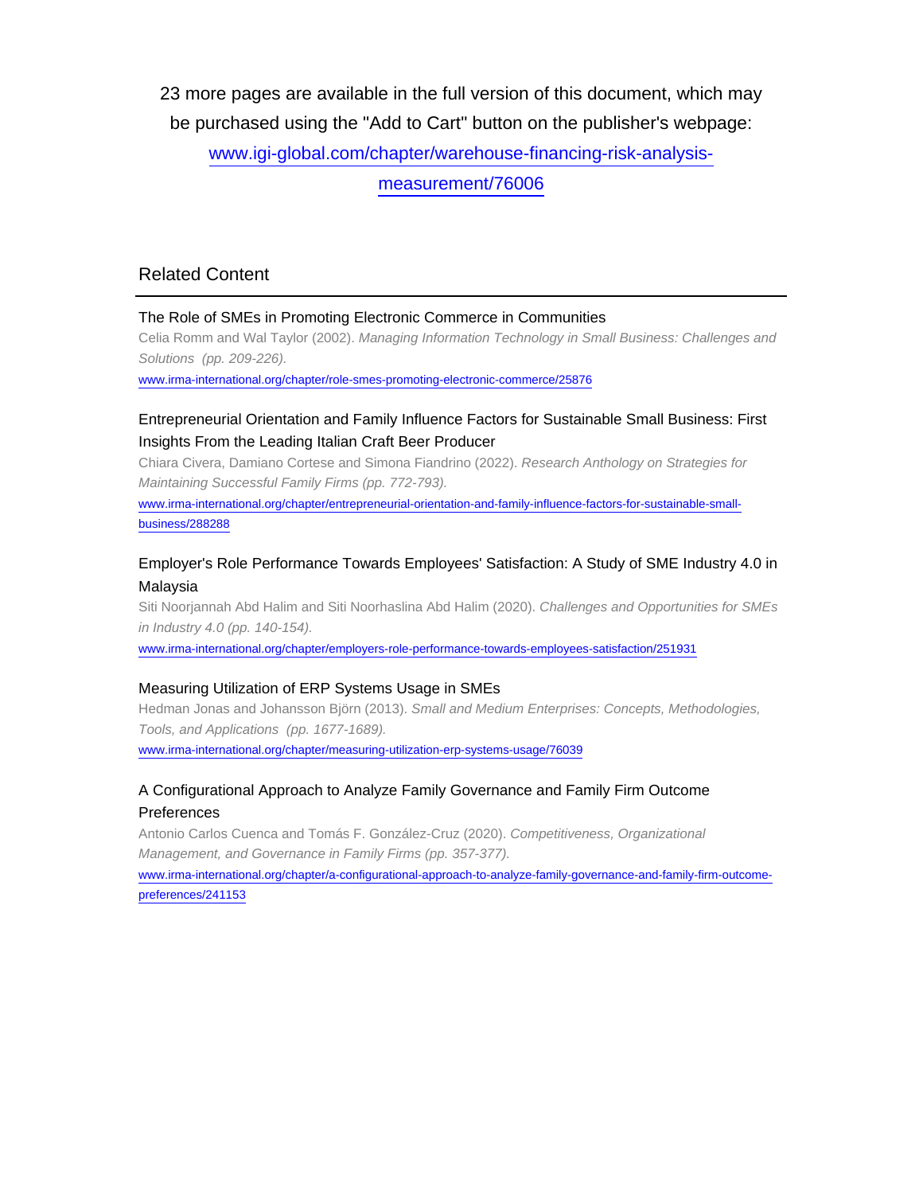23 more pages are available in the full version of this document, which may be purchased using the "Add to Cart" button on the publisher's webpage: [www.igi-global.com/chapter/warehouse-financing-risk-analysis-measurement/76006](www.igi-global.com/chapter/warehouse-financing-risk-analysis-measurement/76006)

## Related Content

The Role of SMEs in Promoting Electronic Commerce in Communities
Celia Romm and Wal Taylor (2002). *Managing Information Technology in Small Business: Challenges and Solutions (pp. 209-226).*
[www.irma-international.org/chapter/role-smes-promoting-electronic-commerce/25876](www.irma-international.org/chapter/role-smes-promoting-electronic-commerce/25876)

Entrepreneurial Orientation and Family Influence Factors for Sustainable Small Business: First Insights From the Leading Italian Craft Beer Producer
Chiara Civera, Damiano Cortese and Simona Fiandrino (2022). *Research Anthology on Strategies for Maintaining Successful Family Firms (pp. 772-793).*
[www.irma-international.org/chapter/entrepreneurial-orientation-and-family-influence-factors-for-sustainable-small-business/288288](www.irma-international.org/chapter/entrepreneurial-orientation-and-family-influence-factors-for-sustainable-small-business/288288)

Employer's Role Performance Towards Employees' Satisfaction: A Study of SME Industry 4.0 in Malaysia
Siti Noorjannah Abd Halim and Siti Noorhaslina Abd Halim (2020). *Challenges and Opportunities for SMEs in Industry 4.0 (pp. 140-154).*
[www.irma-international.org/chapter/employers-role-performance-towards-employees-satisfaction/251931](www.irma-international.org/chapter/employers-role-performance-towards-employees-satisfaction/251931)

Measuring Utilization of ERP Systems Usage in SMEs
Hedman Jonas and Johansson Björn (2013). *Small and Medium Enterprises: Concepts, Methodologies, Tools, and Applications (pp. 1677-1689).*
[www.irma-international.org/chapter/measuring-utilization-erp-systems-usage/76039](www.irma-international.org/chapter/measuring-utilization-erp-systems-usage/76039)

A Configurational Approach to Analyze Family Governance and Family Firm Outcome Preferences
Antonio Carlos Cuenca and Tomás F. González-Cruz (2020). *Competitiveness, Organizational Management, and Governance in Family Firms (pp. 357-377).*
[www.irma-international.org/chapter/a-configurational-approach-to-analyze-family-governance-and-family-firm-outcome-preferences/241153](www.irma-international.org/chapter/a-configurational-approach-to-analyze-family-governance-and-family-firm-outcome-preferences/241153)